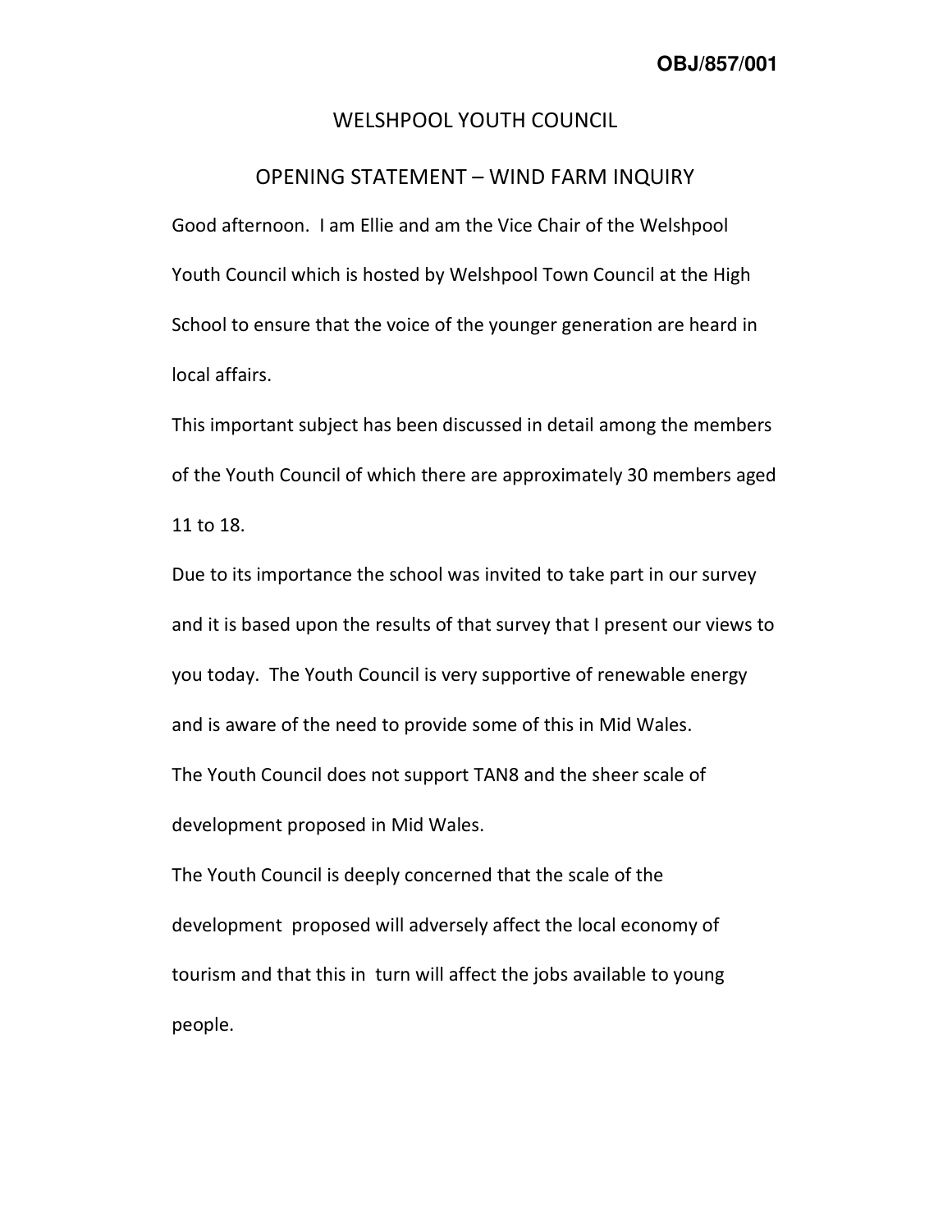OBJ/857/001

# WELSHPOOL YOUTH COUNCIL

## OPENING STATEMENT – WIND FARM INQUIRY

Good afternoon. I am Ellie and am the Vice Chair of the Welshpool Youth Council which is hosted by Welshpool Town Council at the High School to ensure that the voice of the younger generation are heard in local affairs.

This important subject has been discussed in detail among the members of the Youth Council of which there are approximately 30 members aged 11 to 18.

Due to its importance the school was invited to take part in our survey and it is based upon the results of that survey that I present our views to you today. The Youth Council is very supportive of renewable energy and is aware of the need to provide some of this in Mid Wales.

The Youth Council does not support TAN8 and the sheer scale of development proposed in Mid Wales.

The Youth Council is deeply concerned that the scale of the development proposed will adversely affect the local economy of tourism and that this in turn will affect the jobs available to young people.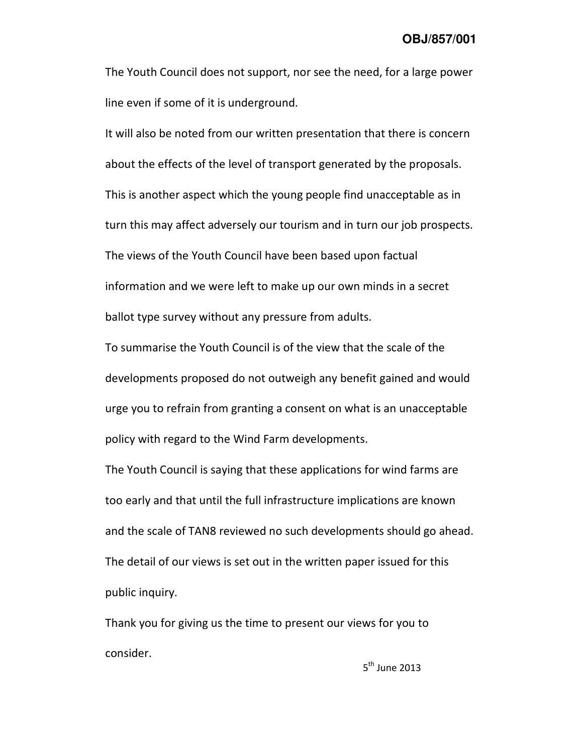**OBJ/857/001**

The Youth Council does not support, nor see the need, for a large power line even if some of it is underground.

It will also be noted from our written presentation that there is concern about the effects of the level of transport generated by the proposals. This is another aspect which the young people find unacceptable as in turn this may affect adversely our tourism and in turn our job prospects.

The views of the Youth Council have been based upon factual information and we were left to make up our own minds in a secret ballot type survey without any pressure from adults.

To summarise the Youth Council is of the view that the scale of the developments proposed do not outweigh any benefit gained and would urge you to refrain from granting a consent on what is an unacceptable policy with regard to the Wind Farm developments.

The Youth Council is saying that these applications for wind farms are too early and that until the full infrastructure implications are known and the scale of TAN8 reviewed no such developments should go ahead.

The detail of our views is set out in the written paper issued for this public inquiry.

Thank you for giving us the time to present our views for you to consider.

5th June 2013